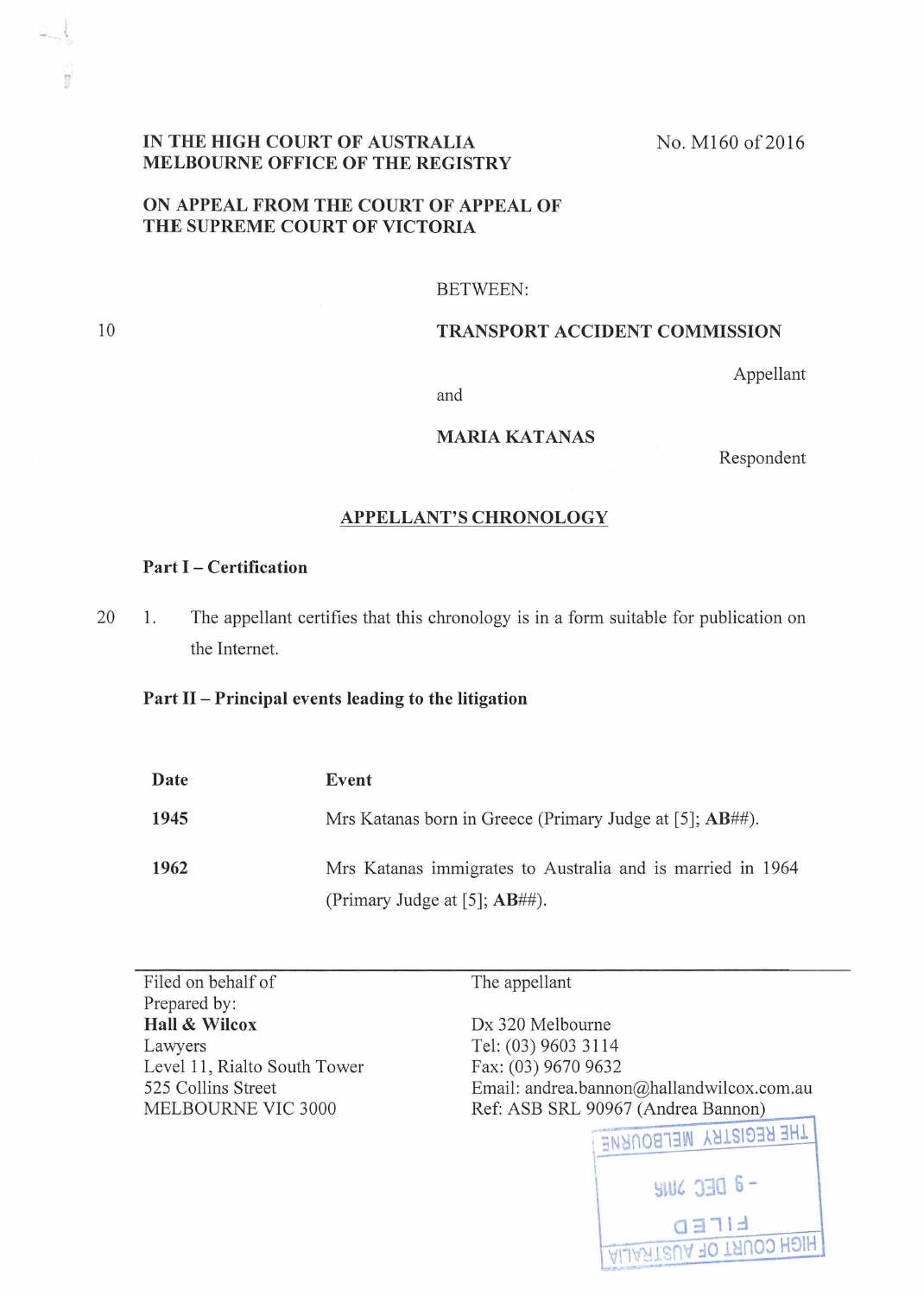IN THE HIGH COURT OF AUSTRALIA
MELBOURNE OFFICE OF THE REGISTRY

No. M160 of 2016

ON APPEAL FROM THE COURT OF APPEAL OF
THE SUPREME COURT OF VICTORIA

BETWEEN:

**TRANSPORT ACCIDENT COMMISSION**

Appellant

and

**MARIA KATANAS**

Respondent

## APPELLANT'S CHRONOLOGY

### Part I – Certification

1. The appellant certifies that this chronology is in a form suitable for publication on the Internet.

### Part II – Principal events leading to the litigation

| Date | Event |
|---|---|
| **1945** | Mrs Katanas born in Greece (Primary Judge at [5]; **AB**##). |
| **1962** | Mrs Katanas immigrates to Australia and is married in 1964 (Primary Judge at [5]; **AB**##). |

Filed on behalf of: The appellant
Prepared by:
**Hall & Wilcox**
Lawyers
Level 11, Rialto South Tower
525 Collins Street
MELBOURNE VIC 3000

Dx 320 Melbourne
Tel: (03) 9603 3114
Fax: (03) 9670 9632
Email: andrea.bannon@hallandwilcox.com.au
Ref: ASB SRL 90967 (Andrea Bannon)

HIGH COURT OF AUSTRALIA
FILED
- 9 DEC 2016
THE REGISTRY MELBOURNE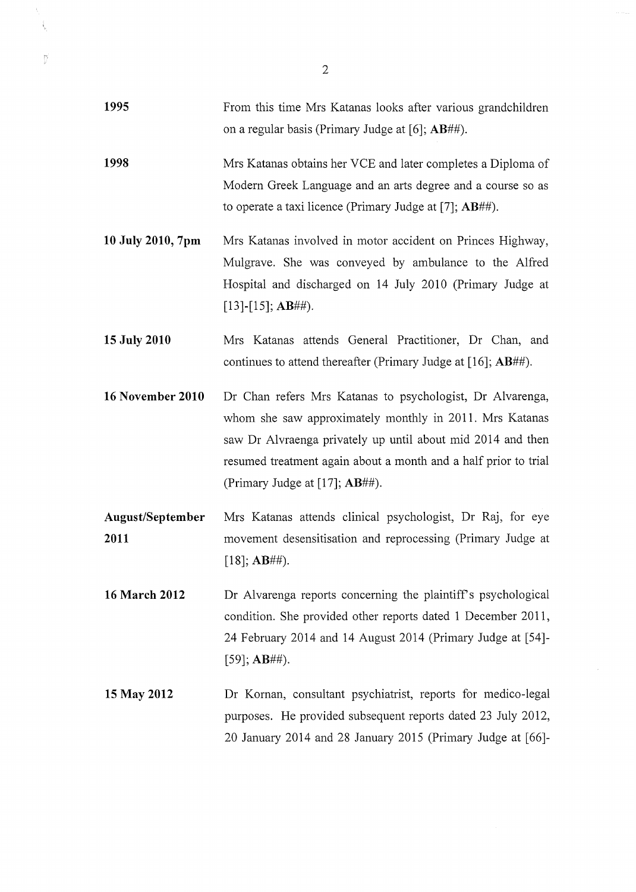| | |
|---|---|
| **1995** | From this time Mrs Katanas looks after various grandchildren on a regular basis (Primary Judge at [6]; **AB**##). |
| **1998** | Mrs Katanas obtains her VCE and later completes a Diploma of Modern Greek Language and an arts degree and a course so as to operate a taxi licence (Primary Judge at [7]; **AB**##). |
| **10 July 2010, 7pm** | Mrs Katanas involved in motor accident on Princes Highway, Mulgrave. She was conveyed by ambulance to the Alfred Hospital and discharged on 14 July 2010 (Primary Judge at [13]-[15]; **AB**##). |
| **15 July 2010** | Mrs Katanas attends General Practitioner, Dr Chan, and continues to attend thereafter (Primary Judge at [16]; **AB**##). |
| **16 November 2010** | Dr Chan refers Mrs Katanas to psychologist, Dr Alvarenga, whom she saw approximately monthly in 2011. Mrs Katanas saw Dr Alvraenga privately up until about mid 2014 and then resumed treatment again about a month and a half prior to trial (Primary Judge at [17]; **AB**##). |
| **August/September 2011** | Mrs Katanas attends clinical psychologist, Dr Raj, for eye movement desensitisation and reprocessing (Primary Judge at [18]; **AB**##). |
| **16 March 2012** | Dr Alvarenga reports concerning the plaintiff's psychological condition. She provided other reports dated 1 December 2011, 24 February 2014 and 14 August 2014 (Primary Judge at [54]-[59]; **AB**##). |
| **15 May 2012** | Dr Kornan, consultant psychiatrist, reports for medico-legal purposes. He provided subsequent reports dated 23 July 2012, 20 January 2014 and 28 January 2015 (Primary Judge at [66]- |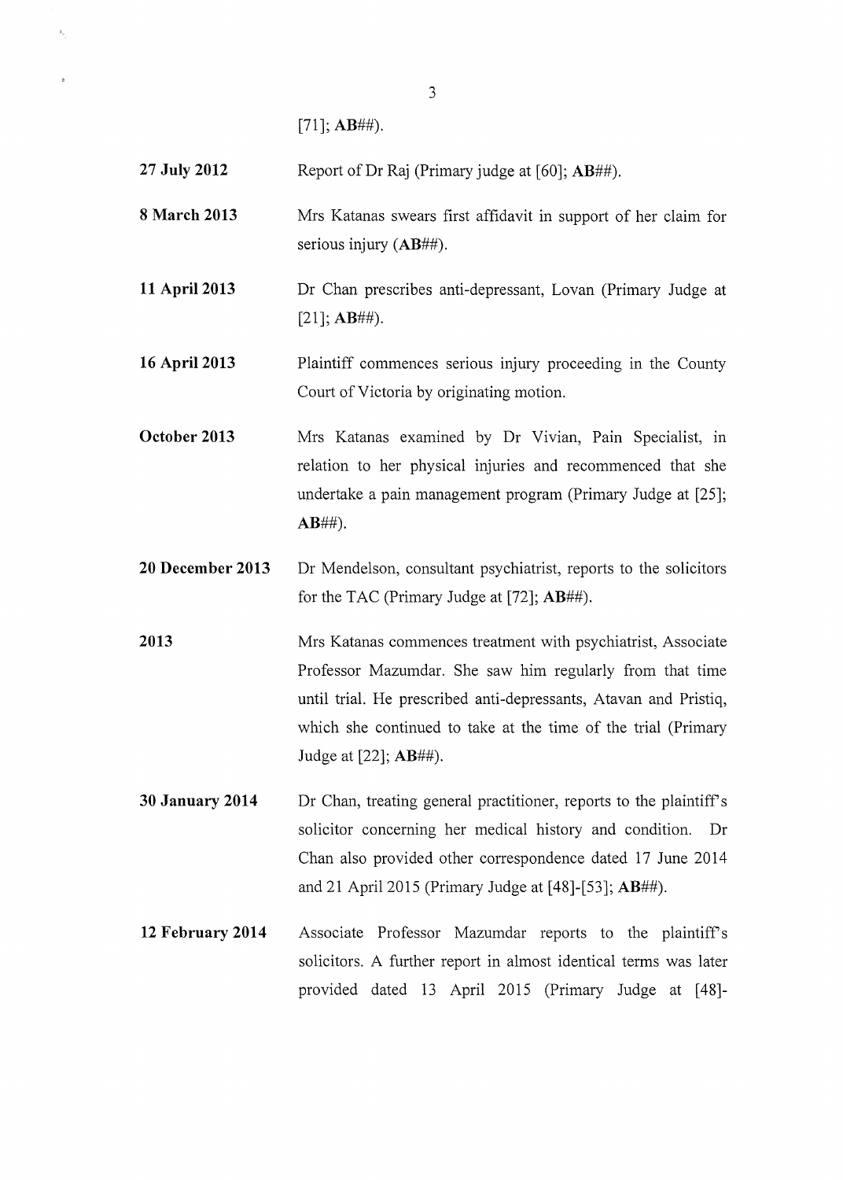[71]; **AB##**).

| | |
|---|---|
| **27 July 2012** | Report of Dr Raj (Primary judge at [60]; **AB##**). |
| **8 March 2013** | Mrs Katanas swears first affidavit in support of her claim for serious injury (**AB##**). |
| **11 April 2013** | Dr Chan prescribes anti-depressant, Lovan (Primary Judge at [21]; **AB##**). |
| **16 April 2013** | Plaintiff commences serious injury proceeding in the County Court of Victoria by originating motion. |
| **October 2013** | Mrs Katanas examined by Dr Vivian, Pain Specialist, in relation to her physical injuries and recommenced that she undertake a pain management program (Primary Judge at [25]; **AB##**). |
| **20 December 2013** | Dr Mendelson, consultant psychiatrist, reports to the solicitors for the TAC (Primary Judge at [72]; **AB##**). |
| **2013** | Mrs Katanas commences treatment with psychiatrist, Associate Professor Mazumdar. She saw him regularly from that time until trial. He prescribed anti-depressants, Atavan and Pristiq, which she continued to take at the time of the trial (Primary Judge at [22]; **AB##**). |
| **30 January 2014** | Dr Chan, treating general practitioner, reports to the plaintiff's solicitor concerning her medical history and condition. Dr Chan also provided other correspondence dated 17 June 2014 and 21 April 2015 (Primary Judge at [48]-[53]; **AB##**). |
| **12 February 2014** | Associate Professor Mazumdar reports to the plaintiff's solicitors. A further report in almost identical terms was later provided dated 13 April 2015 (Primary Judge at [48]- |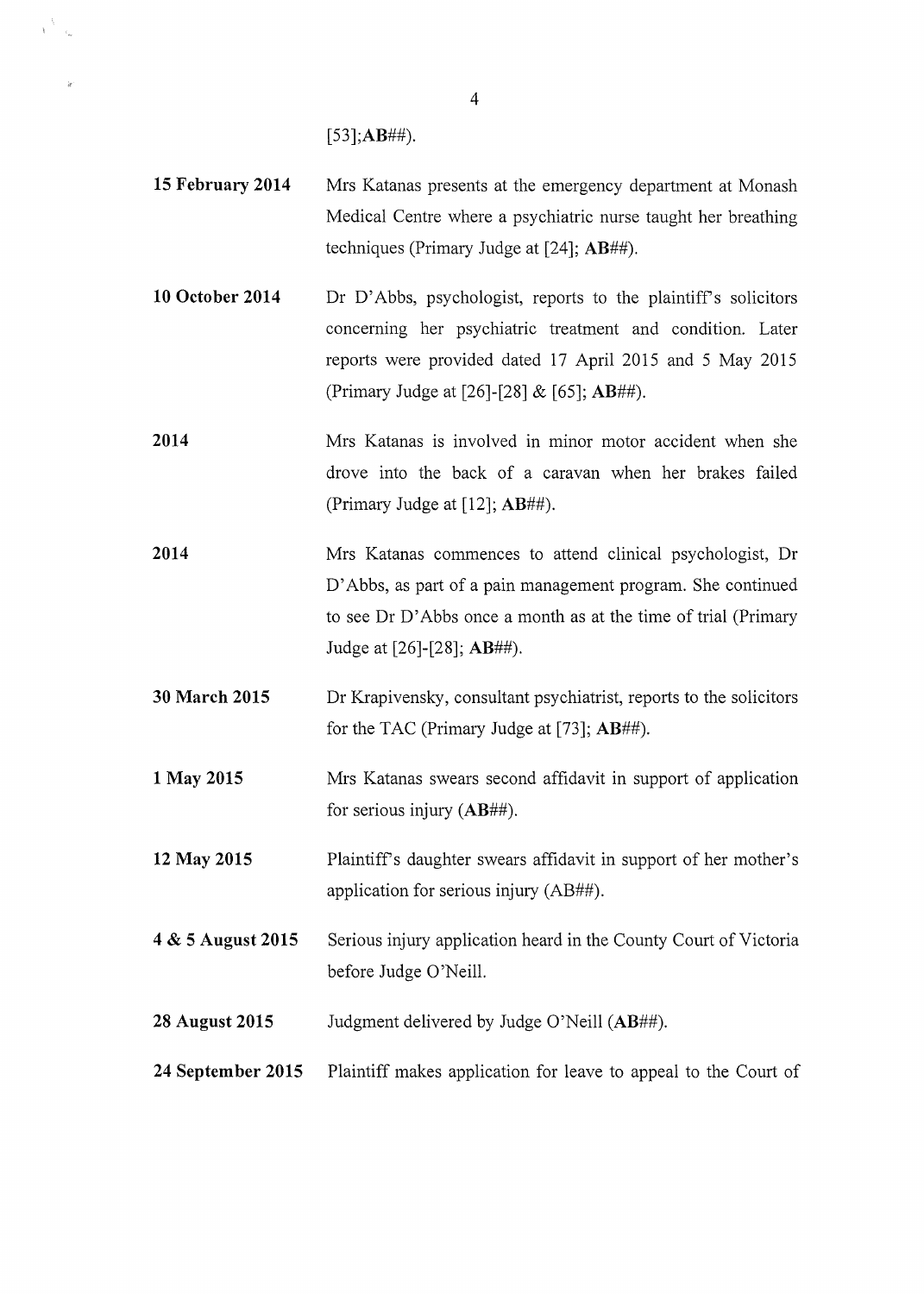[53];**AB##**).

| | |
|---|---|
| **15 February 2014** | Mrs Katanas presents at the emergency department at Monash Medical Centre where a psychiatric nurse taught her breathing techniques (Primary Judge at [24]; **AB##**). |
| **10 October 2014** | Dr D'Abbs, psychologist, reports to the plaintiff's solicitors concerning her psychiatric treatment and condition. Later reports were provided dated 17 April 2015 and 5 May 2015 (Primary Judge at [26]-[28] & [65]; **AB##**). |
| **2014** | Mrs Katanas is involved in minor motor accident when she drove into the back of a caravan when her brakes failed (Primary Judge at [12]; **AB##**). |
| **2014** | Mrs Katanas commences to attend clinical psychologist, Dr D'Abbs, as part of a pain management program. She continued to see Dr D'Abbs once a month as at the time of trial (Primary Judge at [26]-[28]; **AB##**). |
| **30 March 2015** | Dr Krapivensky, consultant psychiatrist, reports to the solicitors for the TAC (Primary Judge at [73]; **AB##**). |
| **1 May 2015** | Mrs Katanas swears second affidavit in support of application for serious injury (**AB##**). |
| **12 May 2015** | Plaintiff's daughter swears affidavit in support of her mother's application for serious injury (AB##). |
| **4 & 5 August 2015** | Serious injury application heard in the County Court of Victoria before Judge O'Neill. |
| **28 August 2015** | Judgment delivered by Judge O'Neill (**AB##**). |
| **24 September 2015** | Plaintiff makes application for leave to appeal to the Court of |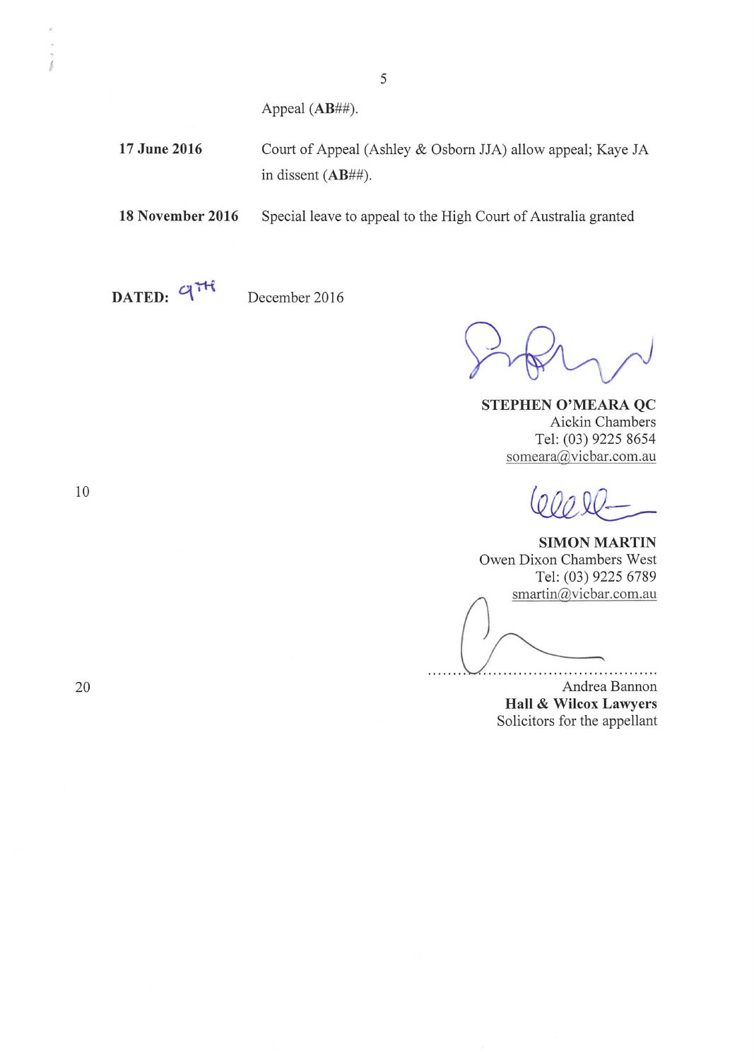| | |
|---|---|
| | Appeal (**AB##**). |
| **17 June 2016** | Court of Appeal (Ashley & Osborn JJA) allow appeal; Kaye JA in dissent (**AB##**). |
| **18 November 2016** | Special leave to appeal to the High Court of Australia granted |

**DATED:** 9TH December 2016

**STEPHEN O'MEARA QC**
Aickin Chambers
Tel: (03) 9225 8654
someara@vicbar.com.au

**SIMON MARTIN**
Owen Dixon Chambers West
Tel: (03) 9225 6789
smartin@vicbar.com.au

.........................................
Andrea Bannon
**Hall & Wilcox Lawyers**
Solicitors for the appellant